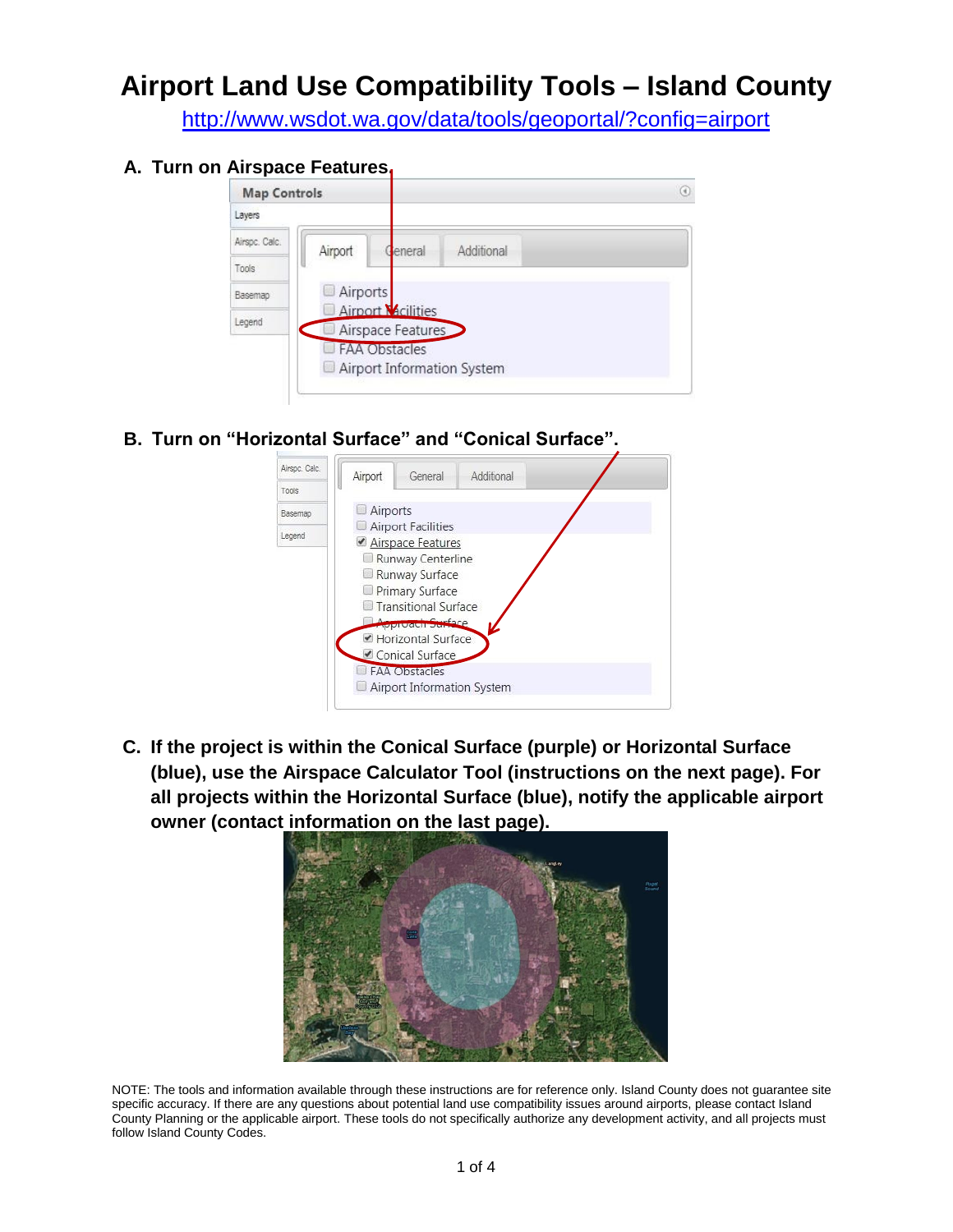# Airport Land Use Compatibility Tools – Island County

http://www.wsdot.wa.gov/data/tools/geoportal/?config=airport

**A. Turn on Airspace Features.**

**B. Turn on "Horizontal Surface" and "Conical Surface".**

**C. If the project is within the Conical Surface (purple) or Horizontal Surface (blue), use the Airspace Calculator Tool (instructions on the next page). For all projects within the Horizontal Surface (blue), notify the applicable airport owner (contact information on the last page).**

NOTE: The tools and information available through these instructions are for reference only. Island County does not guarantee site specific accuracy. If there are any questions about potential land use compatibility issues around airports, please contact Island County Planning or the applicable airport. These tools do not specifically authorize any development activity, and all projects must follow Island County Codes.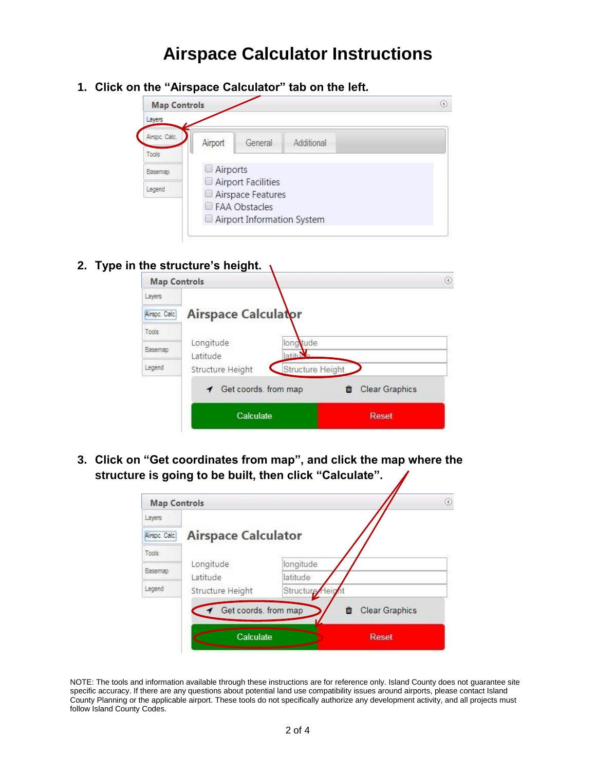# Airspace Calculator Instructions

1. **Click on the "Airspace Calculator" tab on the left.**

2. **Type in the structure's height.**

3. **Click on "Get coordinates from map", and click the map where the structure is going to be built, then click "Calculate".**

NOTE: The tools and information available through these instructions are for reference only. Island County does not guarantee site specific accuracy. If there are any questions about potential land use compatibility issues around airports, please contact Island County Planning or the applicable airport. These tools do not specifically authorize any development activity, and all projects must follow Island County Codes.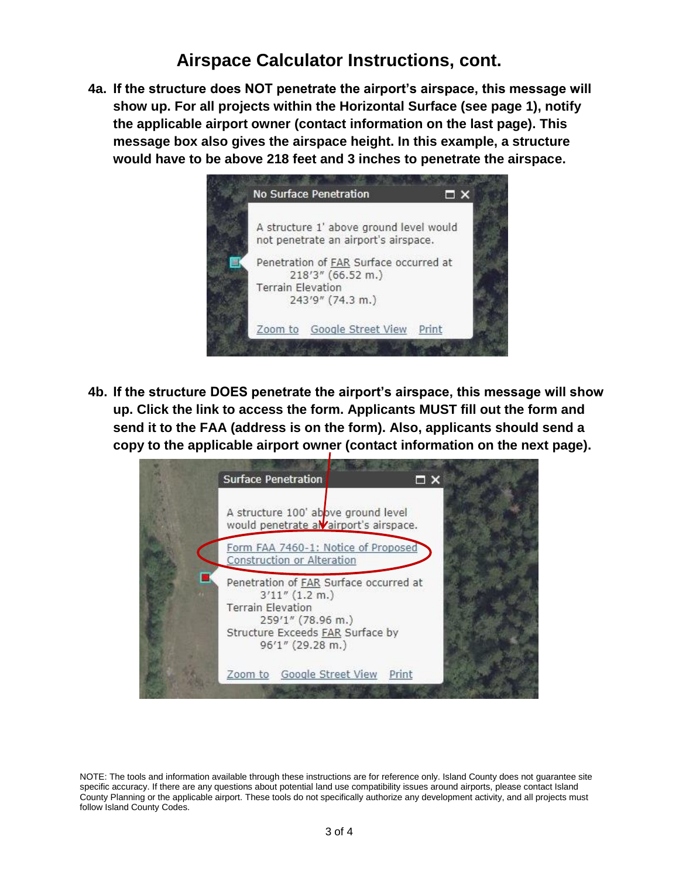# Airspace Calculator Instructions, cont.

**4a. If the structure does NOT penetrate the airport's airspace, this message will show up. For all projects within the Horizontal Surface (see page 1), notify the applicable airport owner (contact information on the last page). This message box also gives the airspace height. In this example, a structure would have to be above 218 feet and 3 inches to penetrate the airspace.**

No Surface Penetration

A structure 1' above ground level would not penetrate an airport's airspace.

Penetration of FAR Surface occurred at
218'3" (66.52 m.)
Terrain Elevation
243'9" (74.3 m.)

Zoom to Google Street View Print

**4b. If the structure DOES penetrate the airport's airspace, this message will show up. Click the link to access the form. Applicants MUST fill out the form and send it to the FAA (address is on the form). Also, applicants should send a copy to the applicable airport owner (contact information on the next page).**

Surface Penetration

A structure 100' above ground level would penetrate an airport's airspace.

Form FAA 7460-1: Notice of Proposed Construction or Alteration

Penetration of FAR Surface occurred at
3'11" (1.2 m.)
Terrain Elevation
259'1" (78.96 m.)
Structure Exceeds FAR Surface by
96'1" (29.28 m.)

Zoom to Google Street View Print

NOTE: The tools and information available through these instructions are for reference only. Island County does not guarantee site specific accuracy. If there are any questions about potential land use compatibility issues around airports, please contact Island County Planning or the applicable airport. These tools do not specifically authorize any development activity, and all projects must follow Island County Codes.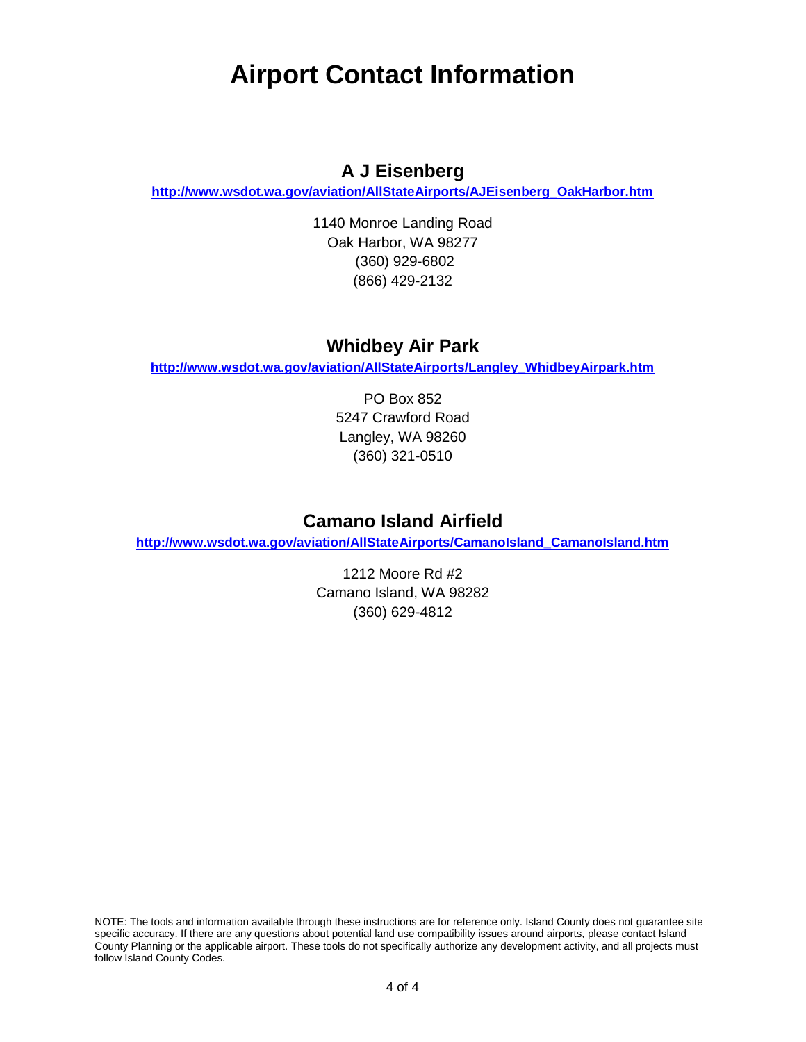# Airport Contact Information

## A J Eisenberg

**http://www.wsdot.wa.gov/aviation/AllStateAirports/AJEisenberg_OakHarbor.htm**

1140 Monroe Landing Road
Oak Harbor, WA 98277
(360) 929-6802
(866) 429-2132

## Whidbey Air Park

**http://www.wsdot.wa.gov/aviation/AllStateAirports/Langley_WhidbeyAirpark.htm**

PO Box 852
5247 Crawford Road
Langley, WA 98260
(360) 321-0510

## Camano Island Airfield

**http://www.wsdot.wa.gov/aviation/AllStateAirports/CamanoIsland_CamanoIsland.htm**

1212 Moore Rd #2
Camano Island, WA 98282
(360) 629-4812

NOTE: The tools and information available through these instructions are for reference only. Island County does not guarantee site specific accuracy. If there are any questions about potential land use compatibility issues around airports, please contact Island County Planning or the applicable airport. These tools do not specifically authorize any development activity, and all projects must follow Island County Codes.